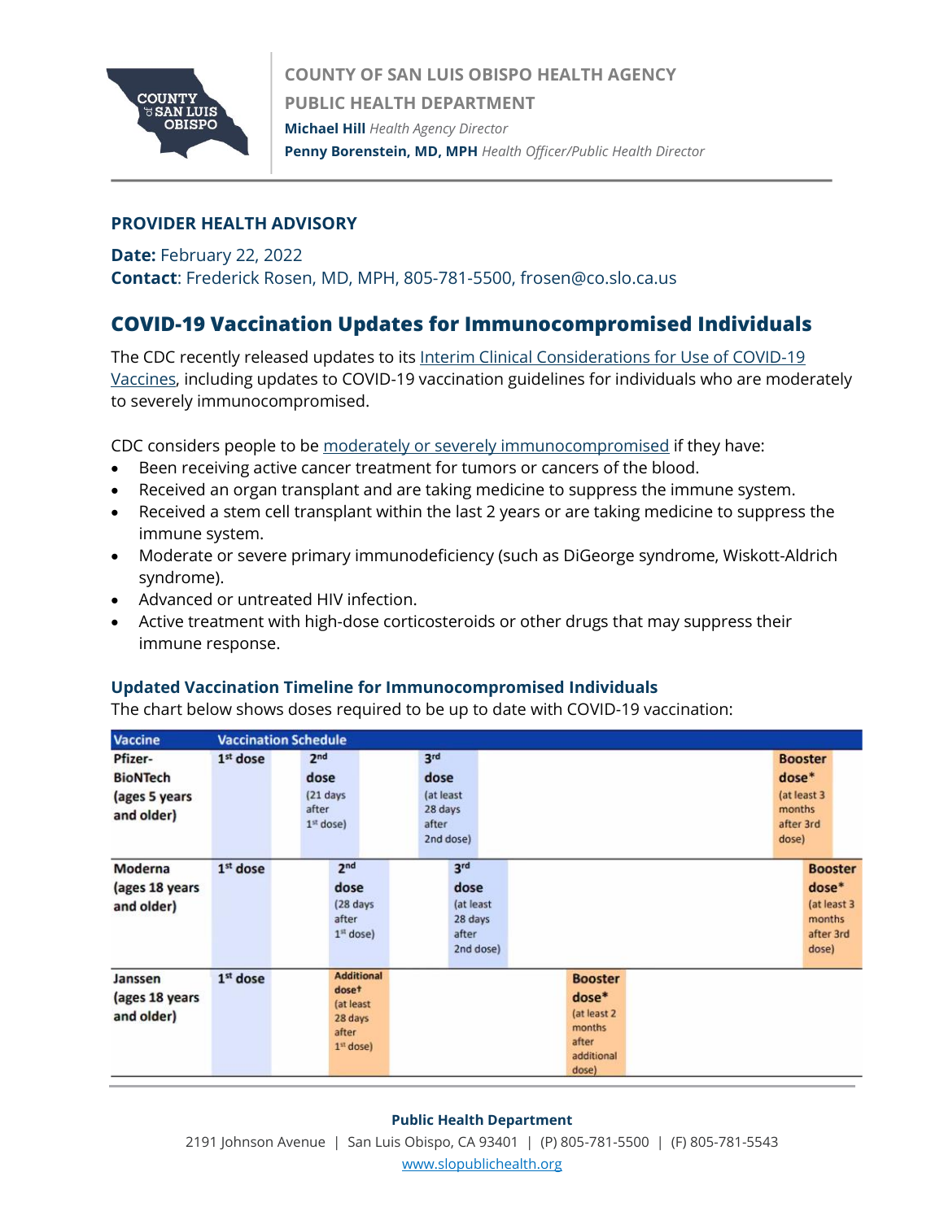**COUNTY OF SAN LUIS OBISPO HEALTH AGENCY**
**PUBLIC HEALTH DEPARTMENT**
**Michael Hill** *Health Agency Director*
**Penny Borenstein, MD, MPH** *Health Officer/Public Health Director*

## PROVIDER HEALTH ADVISORY

**Date:** February 22, 2022
**Contact**: Frederick Rosen, MD, MPH, 805-781-5500, frosen@co.slo.ca.us

# COVID-19 Vaccination Updates for Immunocompromised Individuals

The CDC recently released updates to its Interim Clinical Considerations for Use of COVID-19 Vaccines, including updates to COVID-19 vaccination guidelines for individuals who are moderately to severely immunocompromised.

CDC considers people to be moderately or severely immunocompromised if they have:

- Been receiving active cancer treatment for tumors or cancers of the blood.
- Received an organ transplant and are taking medicine to suppress the immune system.
- Received a stem cell transplant within the last 2 years or are taking medicine to suppress the immune system.
- Moderate or severe primary immunodeficiency (such as DiGeorge syndrome, Wiskott-Aldrich syndrome).
- Advanced or untreated HIV infection.
- Active treatment with high-dose corticosteroids or other drugs that may suppress their immune response.

### Updated Vaccination Timeline for Immunocompromised Individuals

The chart below shows doses required to be up to date with COVID-19 vaccination:

| Vaccine | Vaccination Schedule | | | |
|---|---|---|---|---|
| Pfizer-BioNTech (ages 5 years and older) | 1st dose | 2nd dose (21 days after 1st dose) | 3rd dose (at least 28 days after 2nd dose) | Booster dose* (at least 3 months after 3rd dose) |
| Moderna (ages 18 years and older) | 1st dose | 2nd dose (28 days after 1st dose) | 3rd dose (at least 28 days after 2nd dose) | Booster dose* (at least 3 months after 3rd dose) |
| Janssen (ages 18 years and older) | 1st dose | Additional dose† (at least 28 days after 1st dose) | Booster dose* (at least 2 months after additional dose) | |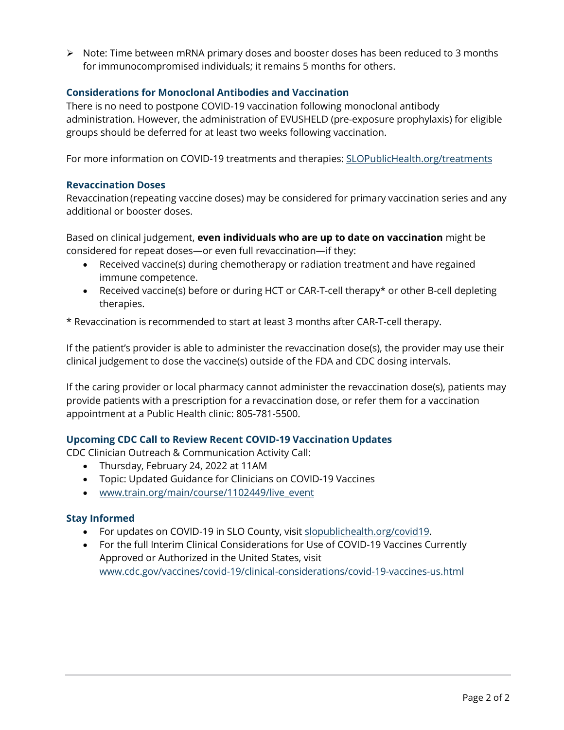- Note: Time between mRNA primary doses and booster doses has been reduced to 3 months for immunocompromised individuals; it remains 5 months for others.

### Considerations for Monoclonal Antibodies and Vaccination

There is no need to postpone COVID-19 vaccination following monoclonal antibody administration. However, the administration of EVUSHELD (pre-exposure prophylaxis) for eligible groups should be deferred for at least two weeks following vaccination.

For more information on COVID-19 treatments and therapies: [SLOPublicHealth.org/treatments](SLOPublicHealth.org/treatments)

### Revaccination Doses

Revaccination (repeating vaccine doses) may be considered for primary vaccination series and any additional or booster doses.

Based on clinical judgement, **even individuals who are up to date on vaccination** might be considered for repeat doses—or even full revaccination—if they:

- Received vaccine(s) during chemotherapy or radiation treatment and have regained immune competence.
- Received vaccine(s) before or during HCT or CAR-T-cell therapy* or other B-cell depleting therapies.

* Revaccination is recommended to start at least 3 months after CAR-T-cell therapy.

If the patient's provider is able to administer the revaccination dose(s), the provider may use their clinical judgement to dose the vaccine(s) outside of the FDA and CDC dosing intervals.

If the caring provider or local pharmacy cannot administer the revaccination dose(s), patients may provide patients with a prescription for a revaccination dose, or refer them for a vaccination appointment at a Public Health clinic: 805-781-5500.

### Upcoming CDC Call to Review Recent COVID-19 Vaccination Updates

CDC Clinician Outreach & Communication Activity Call:

- Thursday, February 24, 2022 at 11AM
- Topic: Updated Guidance for Clinicians on COVID-19 Vaccines
- [www.train.org/main/course/1102449/live_event](www.train.org/main/course/1102449/live_event)

### Stay Informed

- For updates on COVID-19 in SLO County, visit [slopublichealth.org/covid19](slopublichealth.org/covid19).
- For the full Interim Clinical Considerations for Use of COVID-19 Vaccines Currently Approved or Authorized in the United States, visit [www.cdc.gov/vaccines/covid-19/clinical-considerations/covid-19-vaccines-us.html](www.cdc.gov/vaccines/covid-19/clinical-considerations/covid-19-vaccines-us.html)